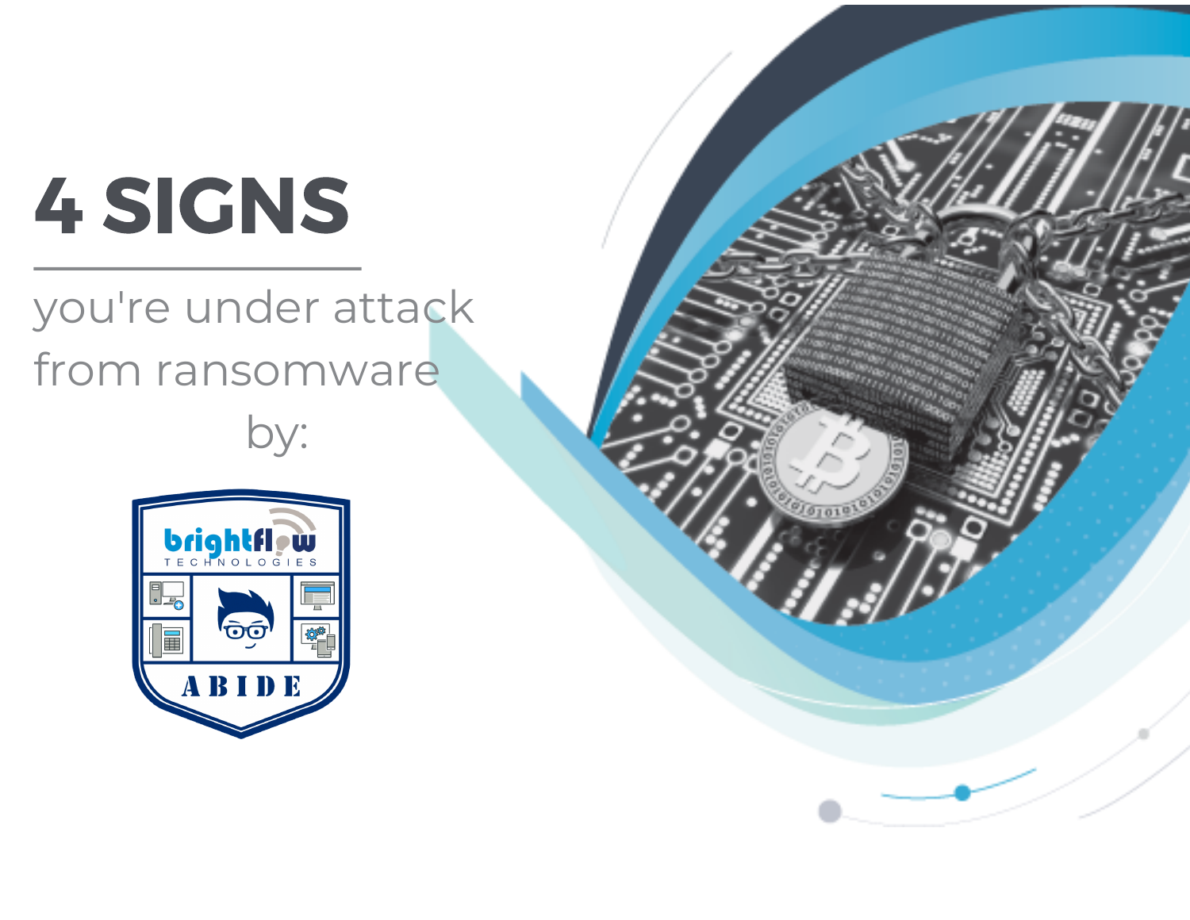# 4 SIGNS

you're under attack from ransomware

by:

brightflow TECHNOLOGIES

ABIDE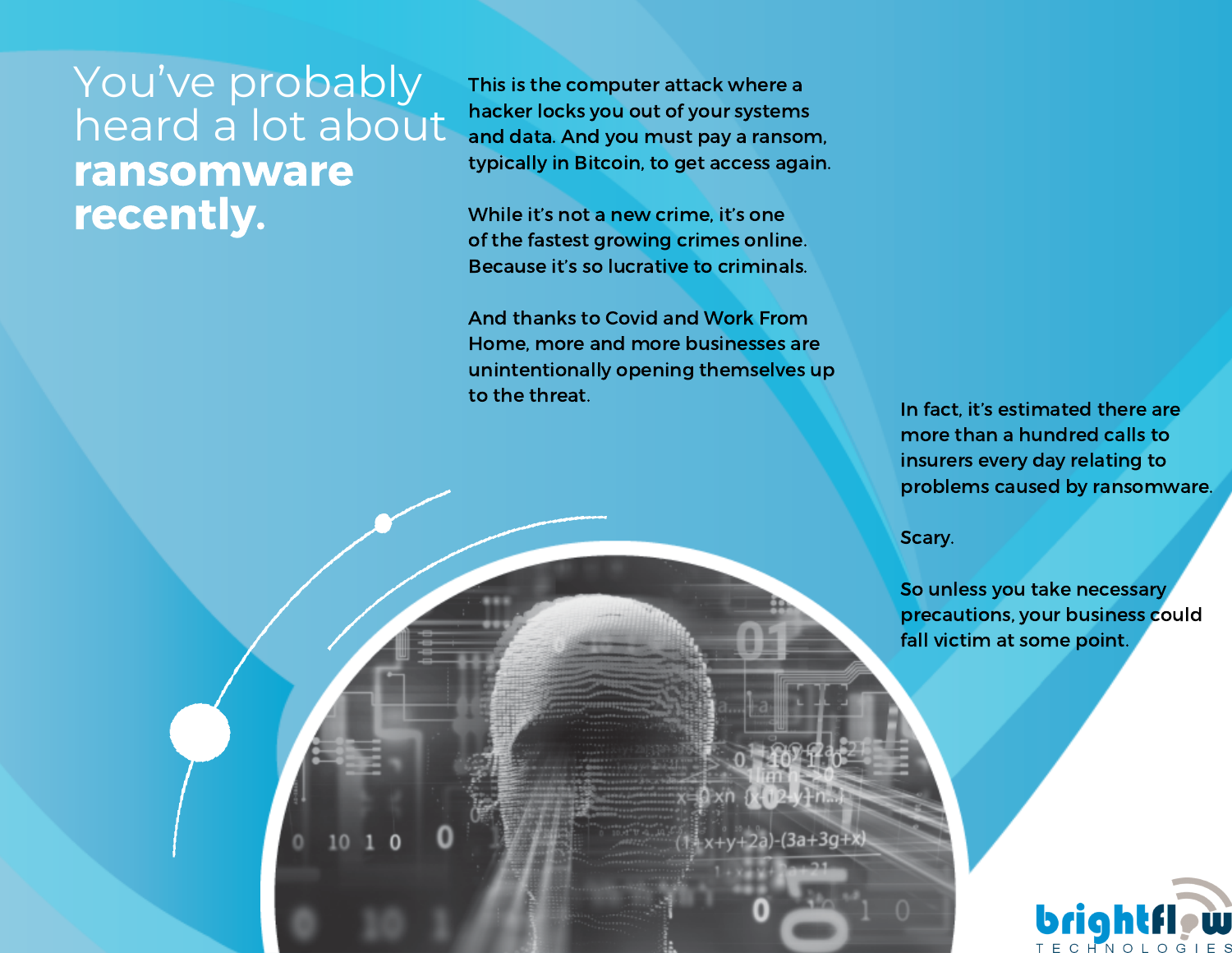# You've probably heard a lot about **ransomware recently.**

This is the computer attack where a hacker locks you out of your systems and data. And you must pay a ransom, typically in Bitcoin, to get access again.

While it's not a new crime, it's one of the fastest growing crimes online. Because it's so lucrative to criminals.

And thanks to Covid and Work From Home, more and more businesses are unintentionally opening themselves up to the threat.

In fact, it's estimated there are more than a hundred calls to insurers every day relating to problems caused by ransomware.

Scary.

So unless you take necessary precautions, your business could fall victim at some point.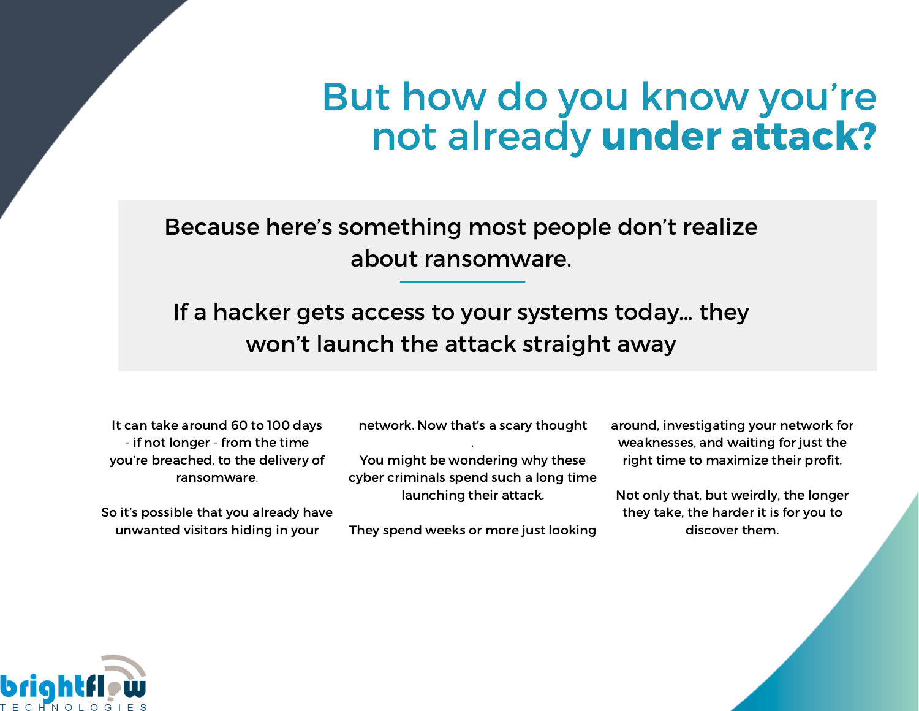# But how do you know you're not already **under attack?**

Because here's something most people don't realize about ransomware.

If a hacker gets access to your systems today... they won't launch the attack straight away

It can take around 60 to 100 days - if not longer - from the time you're breached, to the delivery of ransomware.

So it's possible that you already have unwanted visitors hiding in your network. Now that's a scary thought.

You might be wondering why these cyber criminals spend such a long time launching their attack.

They spend weeks or more just looking around, investigating your network for weaknesses, and waiting for just the right time to maximize their profit.

Not only that, but weirdly, the longer they take, the harder it is for you to discover them.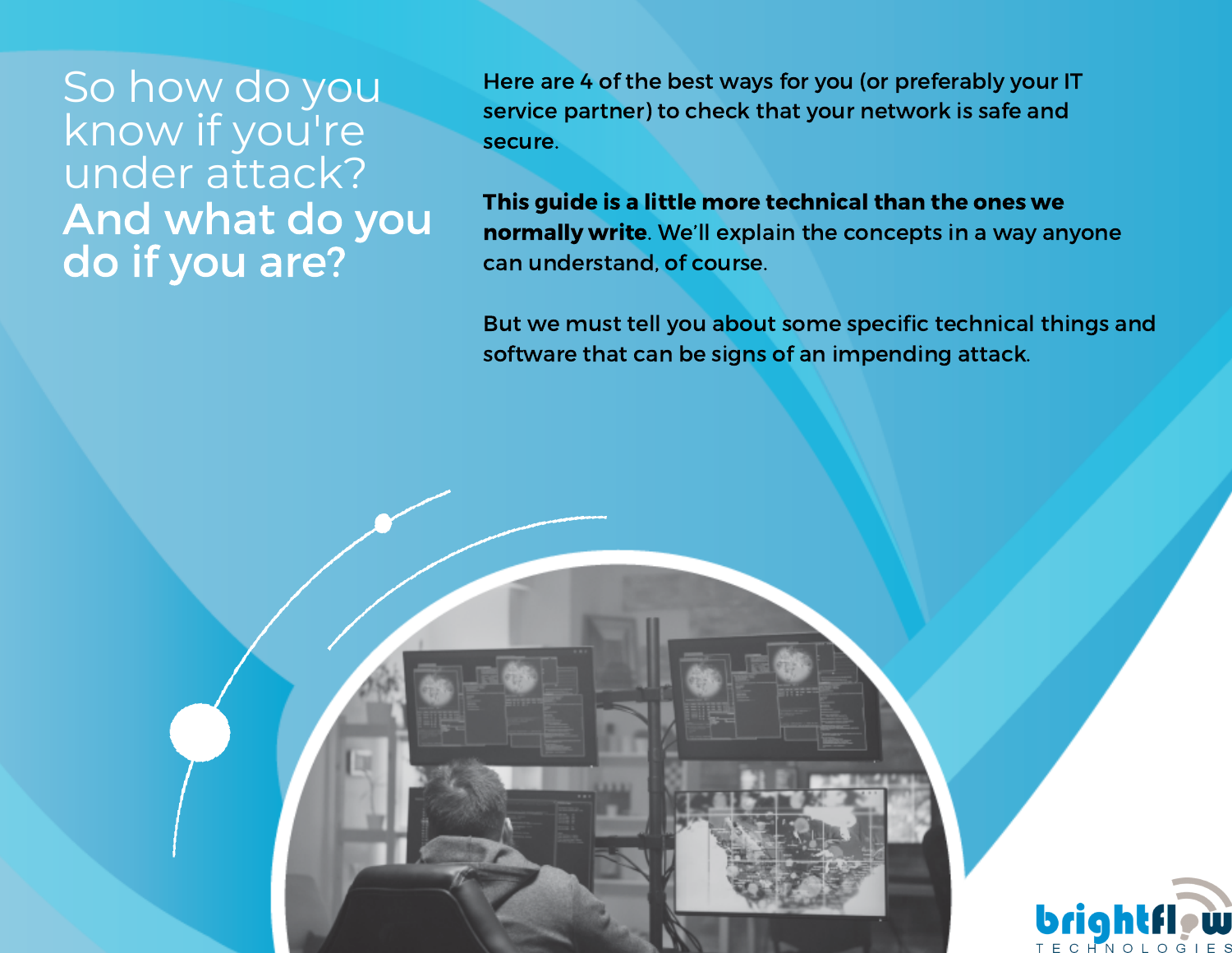# So how do you know if you're under attack? **And what do you do if you are?**

Here are 4 of the best ways for you (or preferably your IT service partner) to check that your network is safe and secure.

**This guide is a little more technical than the ones we normally write**. We'll explain the concepts in a way anyone can understand, of course.

But we must tell you about some specific technical things and software that can be signs of an impending attack.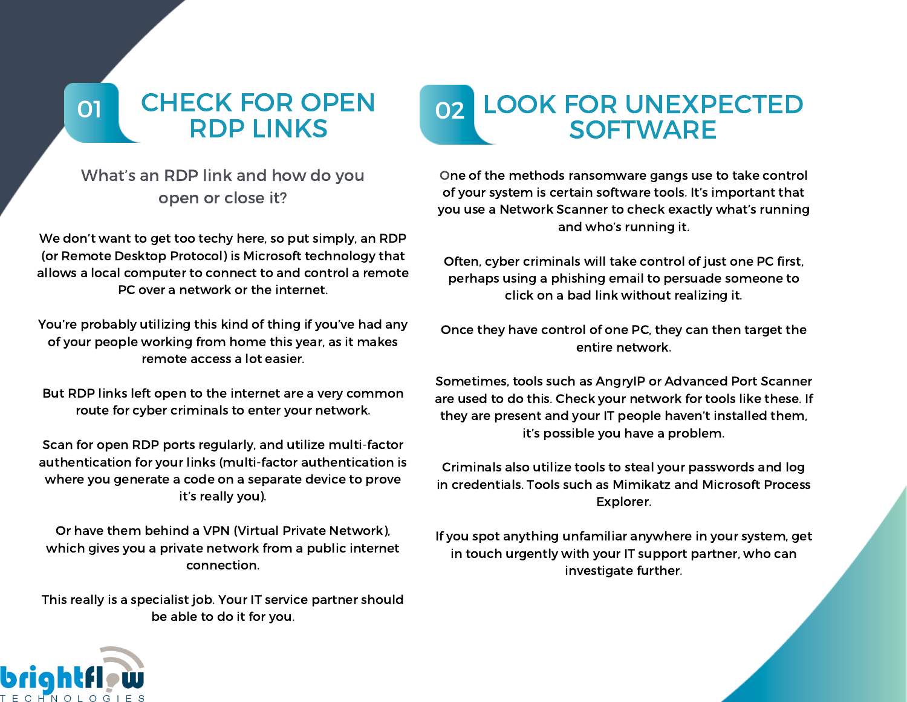## 01 CHECK FOR OPEN RDP LINKS

### What's an RDP link and how do you open or close it?

We don't want to get too techy here, so put simply, an RDP (or Remote Desktop Protocol) is Microsoft technology that allows a local computer to connect to and control a remote PC over a network or the internet.

You're probably utilizing this kind of thing if you've had any of your people working from home this year, as it makes remote access a lot easier.

But RDP links left open to the internet are a very common route for cyber criminals to enter your network.

Scan for open RDP ports regularly, and utilize multi-factor authentication for your links (multi-factor authentication is where you generate a code on a separate device to prove it's really you).

Or have them behind a VPN (Virtual Private Network), which gives you a private network from a public internet connection.

This really is a specialist job. Your IT service partner should be able to do it for you.

## 02 LOOK FOR UNEXPECTED SOFTWARE

One of the methods ransomware gangs use to take control of your system is certain software tools. It's important that you use a Network Scanner to check exactly what's running and who's running it.

Often, cyber criminals will take control of just one PC first, perhaps using a phishing email to persuade someone to click on a bad link without realizing it.

Once they have control of one PC, they can then target the entire network.

Sometimes, tools such as AngryIP or Advanced Port Scanner are used to do this. Check your network for tools like these. If they are present and your IT people haven't installed them, it's possible you have a problem.

Criminals also utilize tools to steal your passwords and log in credentials. Tools such as Mimikatz and Microsoft Process Explorer.

If you spot anything unfamiliar anywhere in your system, get in touch urgently with your IT support partner, who can investigate further.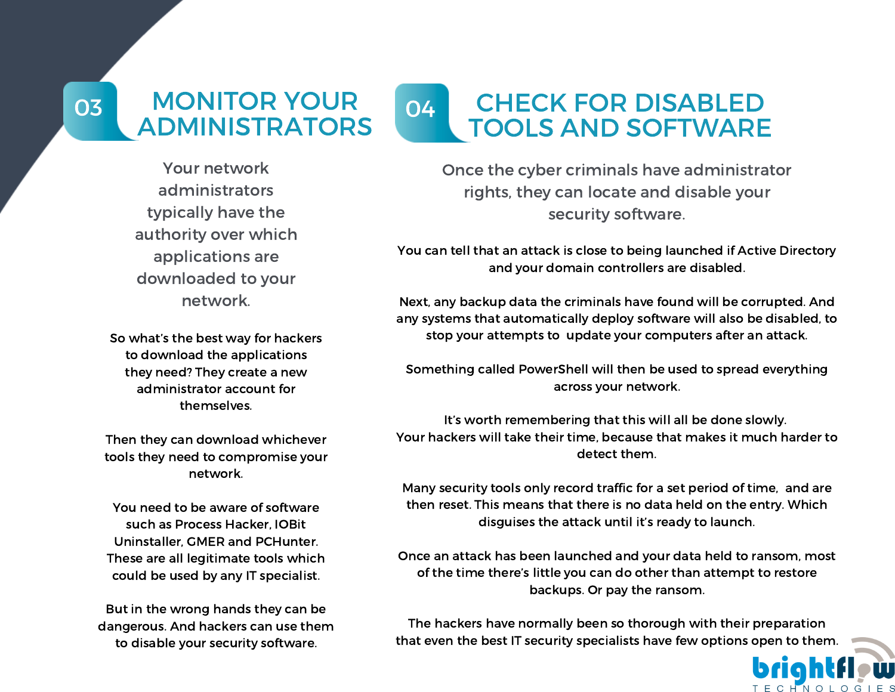## 03 MONITOR YOUR ADMINISTRATORS

Your network administrators typically have the authority over which applications are downloaded to your network.

So what's the best way for hackers to download the applications they need? They create a new administrator account for themselves.

Then they can download whichever tools they need to compromise your network.

You need to be aware of software such as Process Hacker, IOBit Uninstaller, GMER and PCHunter. These are all legitimate tools which could be used by any IT specialist.

But in the wrong hands they can be dangerous. And hackers can use them to disable your security software.

## 04 CHECK FOR DISABLED TOOLS AND SOFTWARE

Once the cyber criminals have administrator rights, they can locate and disable your security software.

You can tell that an attack is close to being launched if Active Directory and your domain controllers are disabled.

Next, any backup data the criminals have found will be corrupted. And any systems that automatically deploy software will also be disabled, to stop your attempts to update your computers after an attack.

Something called PowerShell will then be used to spread everything across your network.

It's worth remembering that this will all be done slowly. Your hackers will take their time, because that makes it much harder to detect them.

Many security tools only record traffic for a set period of time, and are then reset. This means that there is no data held on the entry. Which disguises the attack until it's ready to launch.

Once an attack has been launched and your data held to ransom, most of the time there's little you can do other than attempt to restore backups. Or pay the ransom.

The hackers have normally been so thorough with their preparation that even the best IT security specialists have few options open to them.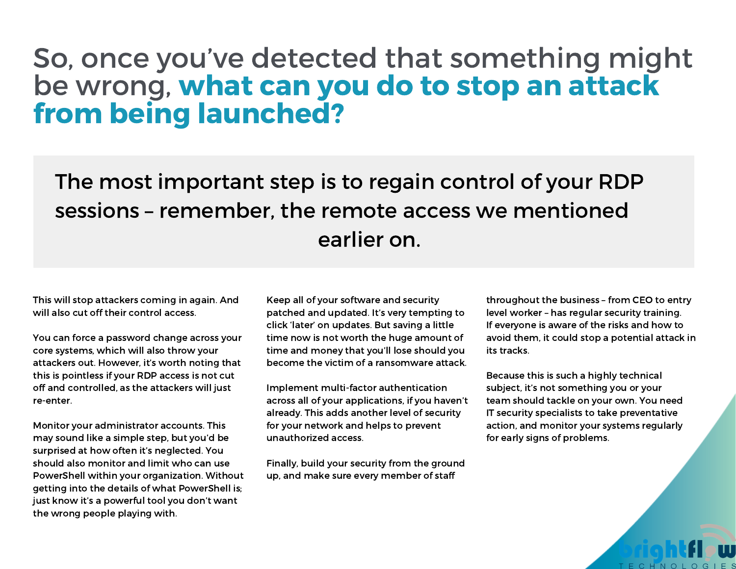# So, once you've detected that something might be wrong, **what can you do to stop an attack from being launched?**

> The most important step is to regain control of your RDP sessions – remember, the remote access we mentioned earlier on.

This will stop attackers coming in again. And will also cut off their control access.

You can force a password change across your core systems, which will also throw your attackers out. However, it's worth noting that this is pointless if your RDP access is not cut off and controlled, as the attackers will just re-enter.

Monitor your administrator accounts. This may sound like a simple step, but you'd be surprised at how often it's neglected. You should also monitor and limit who can use PowerShell within your organization. Without getting into the details of what PowerShell is; just know it's a powerful tool you don't want the wrong people playing with.

Keep all of your software and security patched and updated. It's very tempting to click 'later' on updates. But saving a little time now is not worth the huge amount of time and money that you'll lose should you become the victim of a ransomware attack.

Implement multi-factor authentication across all of your applications, if you haven't already. This adds another level of security for your network and helps to prevent unauthorized access.

Finally, build your security from the ground up, and make sure every member of staff throughout the business – from CEO to entry level worker – has regular security training. If everyone is aware of the risks and how to avoid them, it could stop a potential attack in its tracks.

Because this is such a highly technical subject, it's not something you or your team should tackle on your own. You need IT security specialists to take preventative action, and monitor your systems regularly for early signs of problems.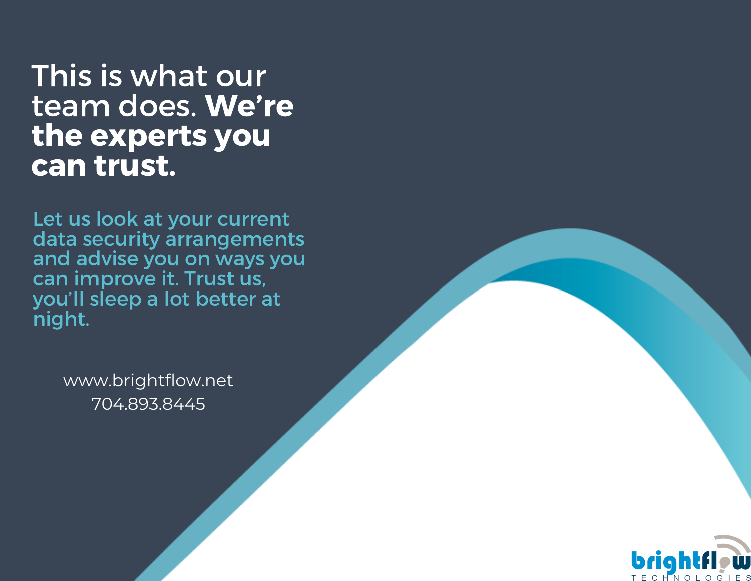# This is what our team does. **We're the experts you can trust.**

Let us look at your current data security arrangements and advise you on ways you can improve it. Trust us, you'll sleep a lot better at night.

www.brightflow.net
704.893.8445

brightflow
TECHNOLOGIES